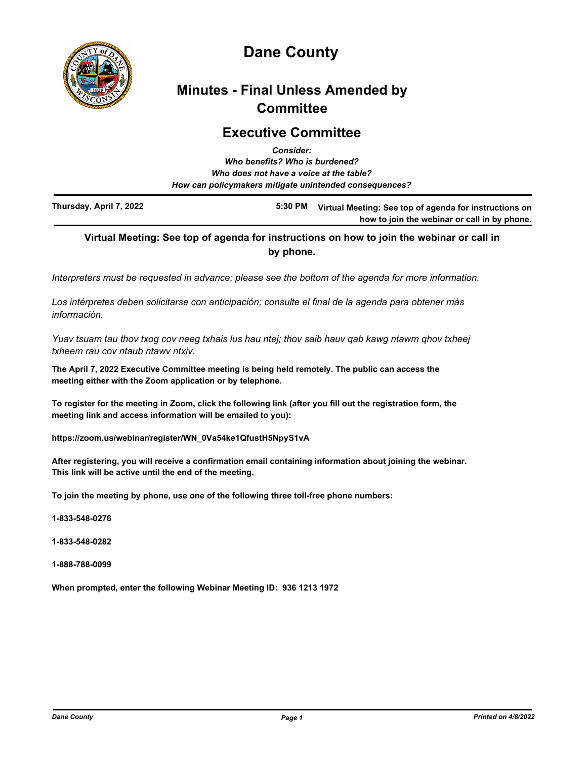# Dane County

## Minutes - Final Unless Amended by Committee

## Executive Committee

*Consider:*
*Who benefits? Who is burdened?*
*Who does not have a voice at the table?*
*How can policymakers mitigate unintended consequences?*

| Thursday, April 7, 2022 | 5:30 PM | Virtual Meeting: See top of agenda for instructions on how to join the webinar or call in by phone. |
|---|---|---|

**Virtual Meeting: See top of agenda for instructions on how to join the webinar or call in by phone.**

*Interpreters must be requested in advance; please see the bottom of the agenda for more information.*

*Los intérpretes deben solicitarse con anticipación; consulte el final de la agenda para obtener más información.*

*Yuav tsuam tau thov txog cov neeg txhais lus hau ntej; thov saib hauv qab kawg ntawm qhov txheej txheem rau cov ntaub ntawv ntxiv.*

**The April 7, 2022 Executive Committee meeting is being held remotely. The public can access the meeting either with the Zoom application or by telephone.**

**To register for the meeting in Zoom, click the following link (after you fill out the registration form, the meeting link and access information will be emailed to you):**

**https://zoom.us/webinar/register/WN_0Va54ke1QfustH5NpyS1vA**

**After registering, you will receive a confirmation email containing information about joining the webinar. This link will be active until the end of the meeting.**

**To join the meeting by phone, use one of the following three toll-free phone numbers:**

**1-833-548-0276**

**1-833-548-0282**

**1-888-788-0099**

**When prompted, enter the following Webinar Meeting ID: 936 1213 1972**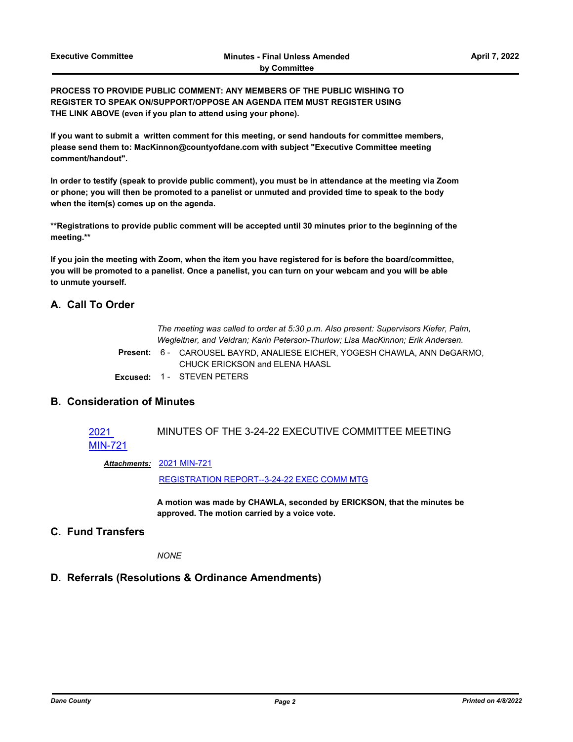**PROCESS TO PROVIDE PUBLIC COMMENT: ANY MEMBERS OF THE PUBLIC WISHING TO REGISTER TO SPEAK ON/SUPPORT/OPPOSE AN AGENDA ITEM MUST REGISTER USING THE LINK ABOVE (even if you plan to attend using your phone).**

**If you want to submit a written comment for this meeting, or send handouts for committee members, please send them to: MacKinnon@countyofdane.com with subject "Executive Committee meeting comment/handout".**

**In order to testify (speak to provide public comment), you must be in attendance at the meeting via Zoom or phone; you will then be promoted to a panelist or unmuted and provided time to speak to the body when the item(s) comes up on the agenda.**

****Registrations to provide public comment will be accepted until 30 minutes prior to the beginning of the meeting.****

**If you join the meeting with Zoom, when the item you have registered for is before the board/committee, you will be promoted to a panelist. Once a panelist, you can turn on your webcam and you will be able to unmute yourself.**

## A. Call To Order

*The meeting was called to order at 5:30 p.m. Also present: Supervisors Kiefer, Palm, Wegleitner, and Veldran; Karin Peterson-Thurlow; Lisa MacKinnon; Erik Andersen.*

**Present:** 6 - CAROUSEL BAYRD, ANALIESE EICHER, YOGESH CHAWLA, ANN DeGARMO, CHUCK ERICKSON and ELENA HAASL

**Excused:** 1 - STEVEN PETERS

## B. Consideration of Minutes

2021 MIN-721 MINUTES OF THE 3-24-22 EXECUTIVE COMMITTEE MEETING

***Attachments:*** 2021 MIN-721
REGISTRATION REPORT--3-24-22 EXEC COMM MTG

**A motion was made by CHAWLA, seconded by ERICKSON, that the minutes be approved. The motion carried by a voice vote.**

## C. Fund Transfers

*NONE*

## D. Referrals (Resolutions & Ordinance Amendments)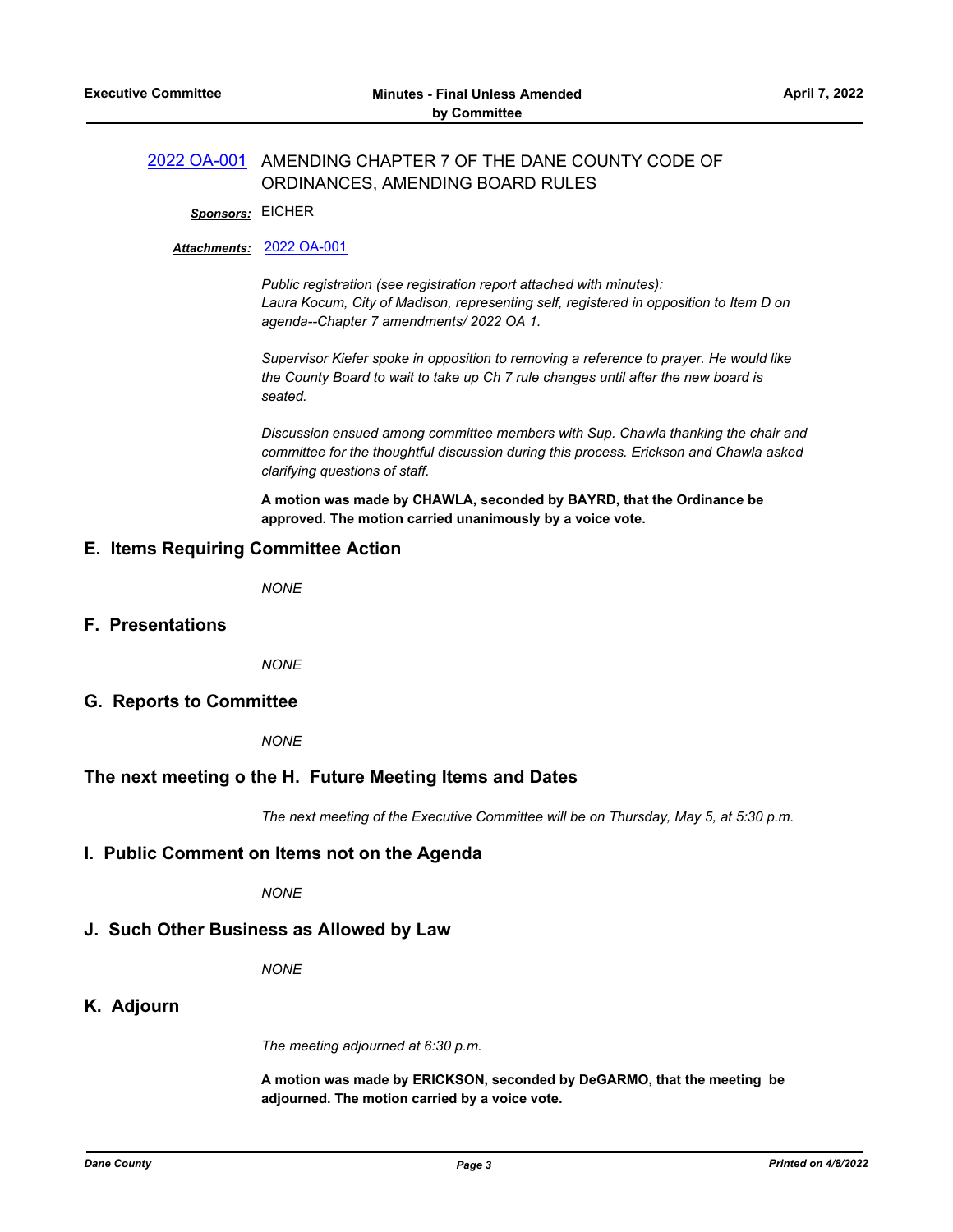2022 OA-001 AMENDING CHAPTER 7 OF THE DANE COUNTY CODE OF ORDINANCES, AMENDING BOARD RULES

***Sponsors:*** EICHER

***Attachments:*** 2022 OA-001

*Public registration (see registration report attached with minutes):*
*Laura Kocum, City of Madison, representing self, registered in opposition to Item D on agenda--Chapter 7 amendments/ 2022 OA 1.*

*Supervisor Kiefer spoke in opposition to removing a reference to prayer. He would like the County Board to wait to take up Ch 7 rule changes until after the new board is seated.*

*Discussion ensued among committee members with Sup. Chawla thanking the chair and committee for the thoughtful discussion during this process. Erickson and Chawla asked clarifying questions of staff.*

**A motion was made by CHAWLA, seconded by BAYRD, that the Ordinance be approved. The motion carried unanimously by a voice vote.**

## E. Items Requiring Committee Action

*NONE*

## F. Presentations

*NONE*

## G. Reports to Committee

*NONE*

## The next meeting o the H. Future Meeting Items and Dates

*The next meeting of the Executive Committee will be on Thursday, May 5, at 5:30 p.m.*

## I. Public Comment on Items not on the Agenda

*NONE*

## J. Such Other Business as Allowed by Law

*NONE*

## K. Adjourn

*The meeting adjourned at 6:30 p.m.*

**A motion was made by ERICKSON, seconded by DeGARMO, that the meeting be adjourned. The motion carried by a voice vote.**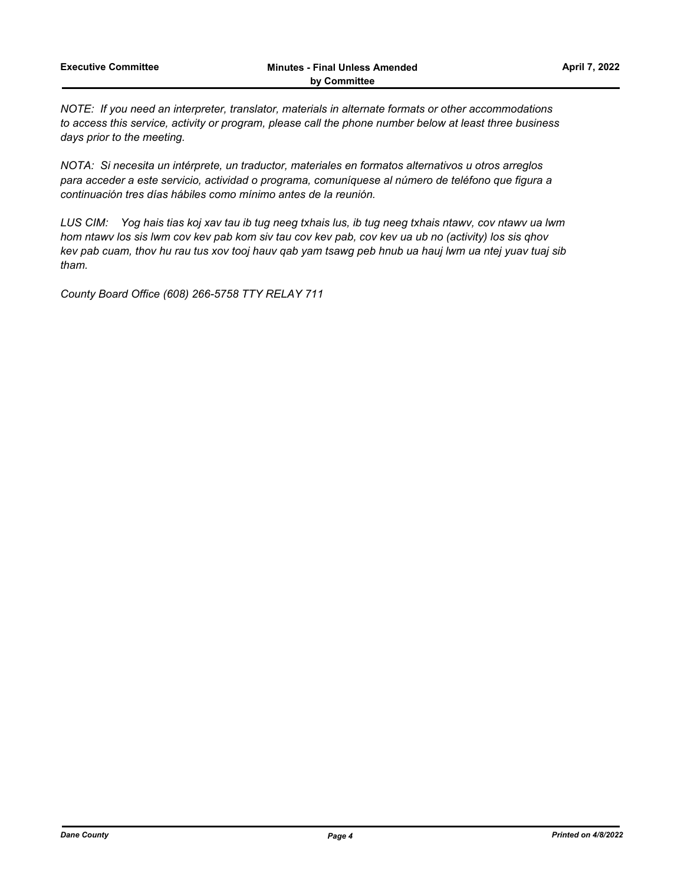*NOTE: If you need an interpreter, translator, materials in alternate formats or other accommodations to access this service, activity or program, please call the phone number below at least three business days prior to the meeting.*

*NOTA: Si necesita un intérprete, un traductor, materiales en formatos alternativos u otros arreglos para acceder a este servicio, actividad o programa, comuníquese al número de teléfono que figura a continuación tres días hábiles como mínimo antes de la reunión.*

*LUS CIM: Yog hais tias koj xav tau ib tug neeg txhais lus, ib tug neeg txhais ntawv, cov ntawv ua lwm hom ntawv los sis lwm cov kev pab kom siv tau cov kev pab, cov kev ua ub no (activity) los sis qhov kev pab cuam, thov hu rau tus xov tooj hauv qab yam tsawg peb hnub ua hauj lwm ua ntej yuav tuaj sib tham.*

*County Board Office (608) 266-5758 TTY RELAY 711*